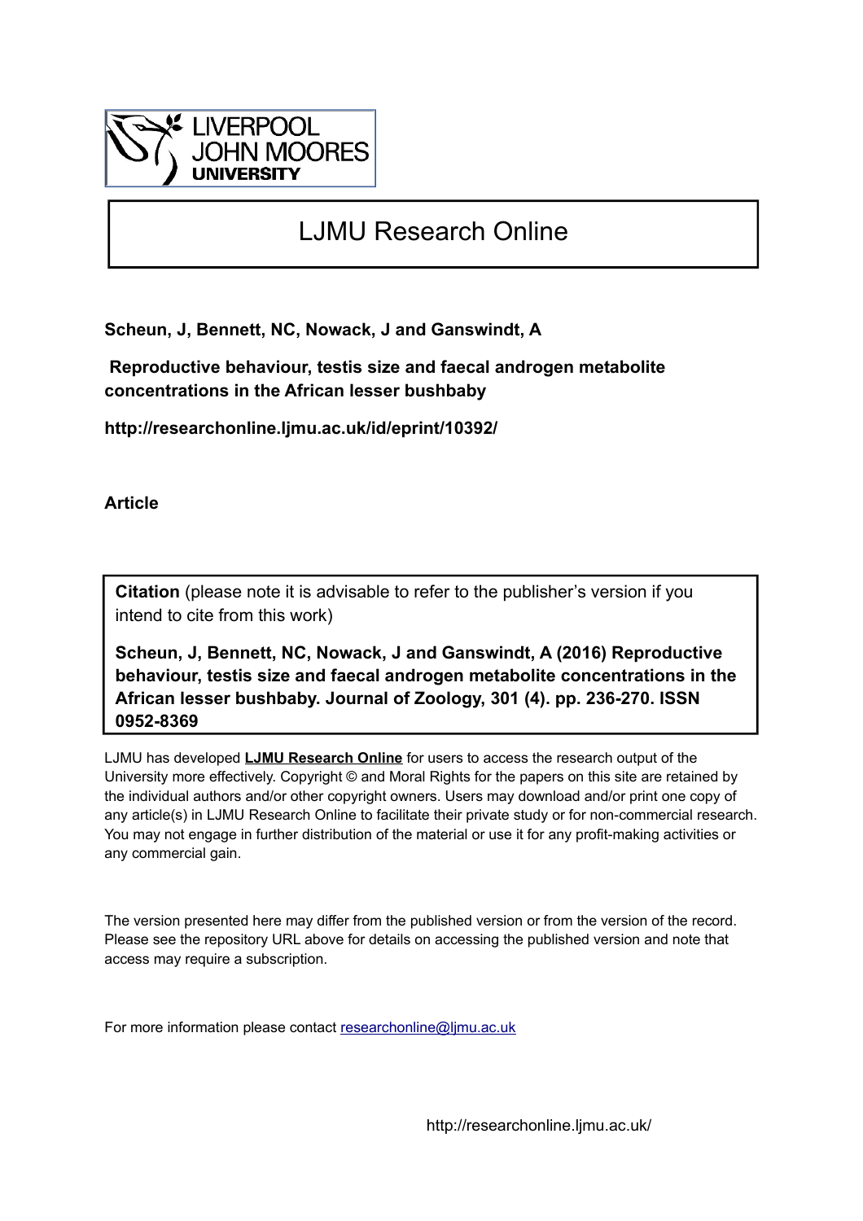LIVERPOOL JOHN MOORES UNIVERSITY

# LJMU Research Online

**Scheun, J, Bennett, NC, Nowack, J and Ganswindt, A**

**Reproductive behaviour, testis size and faecal androgen metabolite concentrations in the African lesser bushbaby**

**http://researchonline.ljmu.ac.uk/id/eprint/10392/**

**Article**

**Citation** (please note it is advisable to refer to the publisher's version if you intend to cite from this work)

**Scheun, J, Bennett, NC, Nowack, J and Ganswindt, A (2016) Reproductive behaviour, testis size and faecal androgen metabolite concentrations in the African lesser bushbaby. Journal of Zoology, 301 (4). pp. 236-270. ISSN 0952-8369**

LJMU has developed **LJMU Research Online** for users to access the research output of the University more effectively. Copyright © and Moral Rights for the papers on this site are retained by the individual authors and/or other copyright owners. Users may download and/or print one copy of any article(s) in LJMU Research Online to facilitate their private study or for non-commercial research. You may not engage in further distribution of the material or use it for any profit-making activities or any commercial gain.

The version presented here may differ from the published version or from the version of the record. Please see the repository URL above for details on accessing the published version and note that access may require a subscription.

For more information please contact researchonline@ljmu.ac.uk

http://researchonline.ljmu.ac.uk/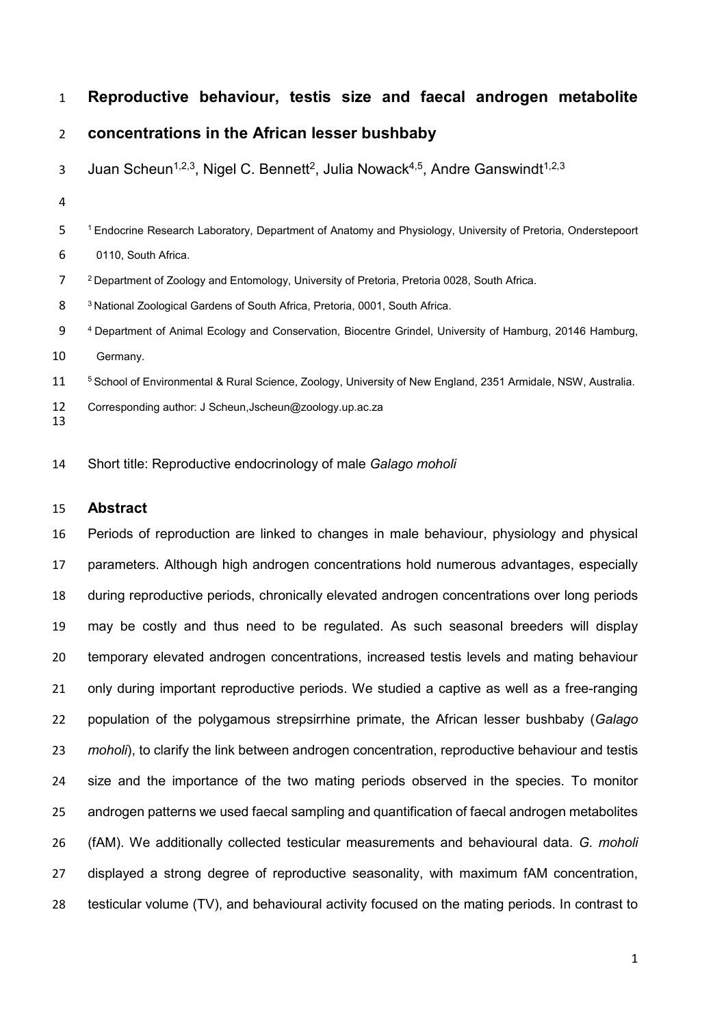# Reproductive behaviour, testis size and faecal androgen metabolite concentrations in the African lesser bushbaby

Juan Scheun[1,2,3], Nigel C. Bennett[2], Julia Nowack[4,5], Andre Ganswindt[1,2,3]

[1] Endocrine Research Laboratory, Department of Anatomy and Physiology, University of Pretoria, Onderstepoort 0110, South Africa.

[2] Department of Zoology and Entomology, University of Pretoria, Pretoria 0028, South Africa.

[3] National Zoological Gardens of South Africa, Pretoria, 0001, South Africa.

[4] Department of Animal Ecology and Conservation, Biocentre Grindel, University of Hamburg, 20146 Hamburg, Germany.

[5] School of Environmental & Rural Science, Zoology, University of New England, 2351 Armidale, NSW, Australia.

Corresponding author: J Scheun,Jscheun@zoology.up.ac.za

Short title: Reproductive endocrinology of male *Galago moholi*

## Abstract

Periods of reproduction are linked to changes in male behaviour, physiology and physical parameters. Although high androgen concentrations hold numerous advantages, especially during reproductive periods, chronically elevated androgen concentrations over long periods may be costly and thus need to be regulated. As such seasonal breeders will display temporary elevated androgen concentrations, increased testis levels and mating behaviour only during important reproductive periods. We studied a captive as well as a free-ranging population of the polygamous strepsirrhine primate, the African lesser bushbaby (*Galago moholi*), to clarify the link between androgen concentration, reproductive behaviour and testis size and the importance of the two mating periods observed in the species. To monitor androgen patterns we used faecal sampling and quantification of faecal androgen metabolites (fAM). We additionally collected testicular measurements and behavioural data. *G. moholi* displayed a strong degree of reproductive seasonality, with maximum fAM concentration, testicular volume (TV), and behavioural activity focused on the mating periods. In contrast to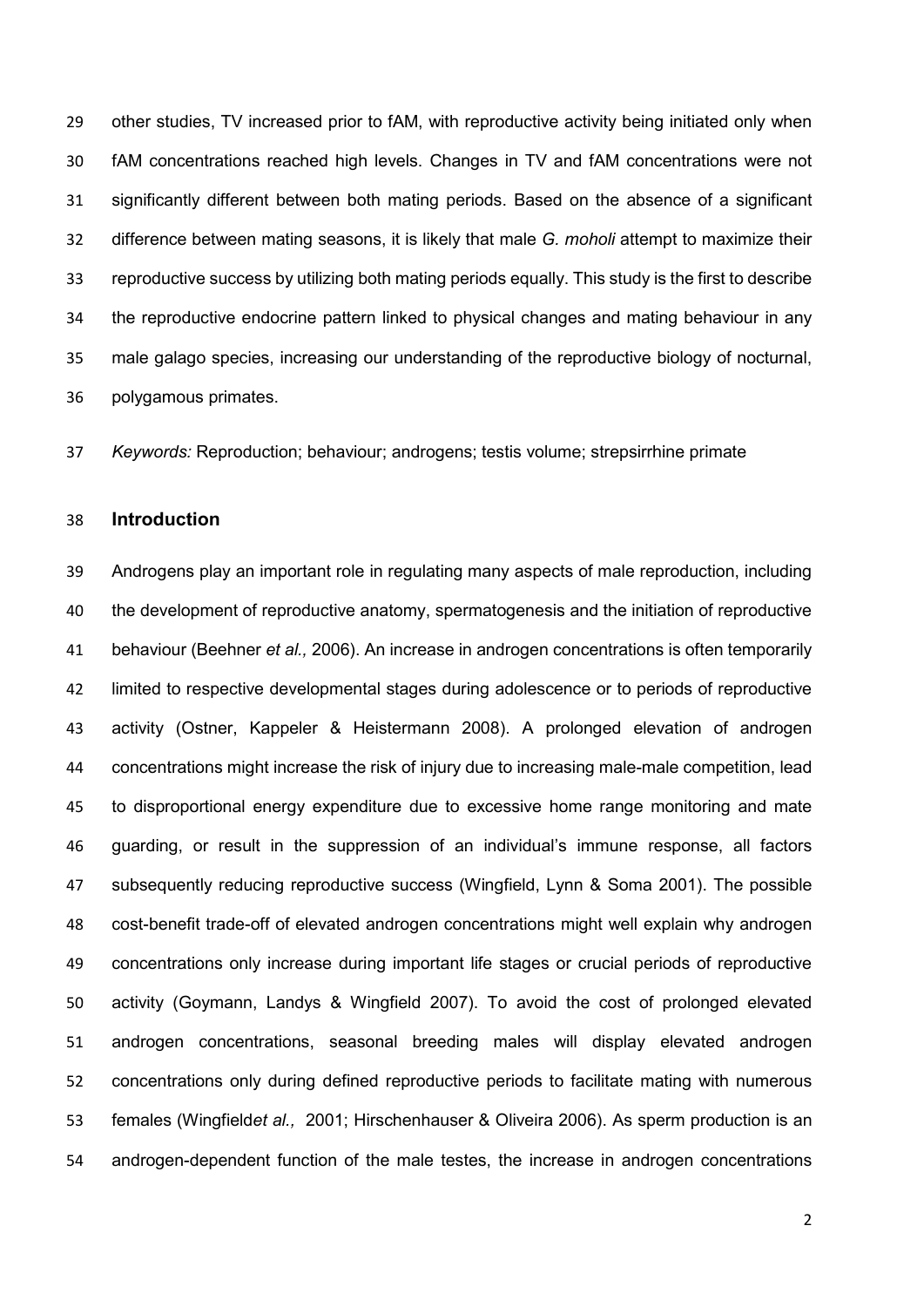other studies, TV increased prior to fAM, with reproductive activity being initiated only when fAM concentrations reached high levels. Changes in TV and fAM concentrations were not significantly different between both mating periods. Based on the absence of a significant difference between mating seasons, it is likely that male *G. moholi* attempt to maximize their reproductive success by utilizing both mating periods equally. This study is the first to describe the reproductive endocrine pattern linked to physical changes and mating behaviour in any male galago species, increasing our understanding of the reproductive biology of nocturnal, polygamous primates.

*Keywords:* Reproduction; behaviour; androgens; testis volume; strepsirrhine primate

## Introduction

Androgens play an important role in regulating many aspects of male reproduction, including the development of reproductive anatomy, spermatogenesis and the initiation of reproductive behaviour (Beehner *et al.,* 2006). An increase in androgen concentrations is often temporarily limited to respective developmental stages during adolescence or to periods of reproductive activity (Ostner, Kappeler & Heistermann 2008). A prolonged elevation of androgen concentrations might increase the risk of injury due to increasing male-male competition, lead to disproportional energy expenditure due to excessive home range monitoring and mate guarding, or result in the suppression of an individual's immune response, all factors subsequently reducing reproductive success (Wingfield, Lynn & Soma 2001). The possible cost-benefit trade-off of elevated androgen concentrations might well explain why androgen concentrations only increase during important life stages or crucial periods of reproductive activity (Goymann, Landys & Wingfield 2007). To avoid the cost of prolonged elevated androgen concentrations, seasonal breeding males will display elevated androgen concentrations only during defined reproductive periods to facilitate mating with numerous females (Wingfield*et al.,* 2001; Hirschenhauser & Oliveira 2006). As sperm production is an androgen-dependent function of the male testes, the increase in androgen concentrations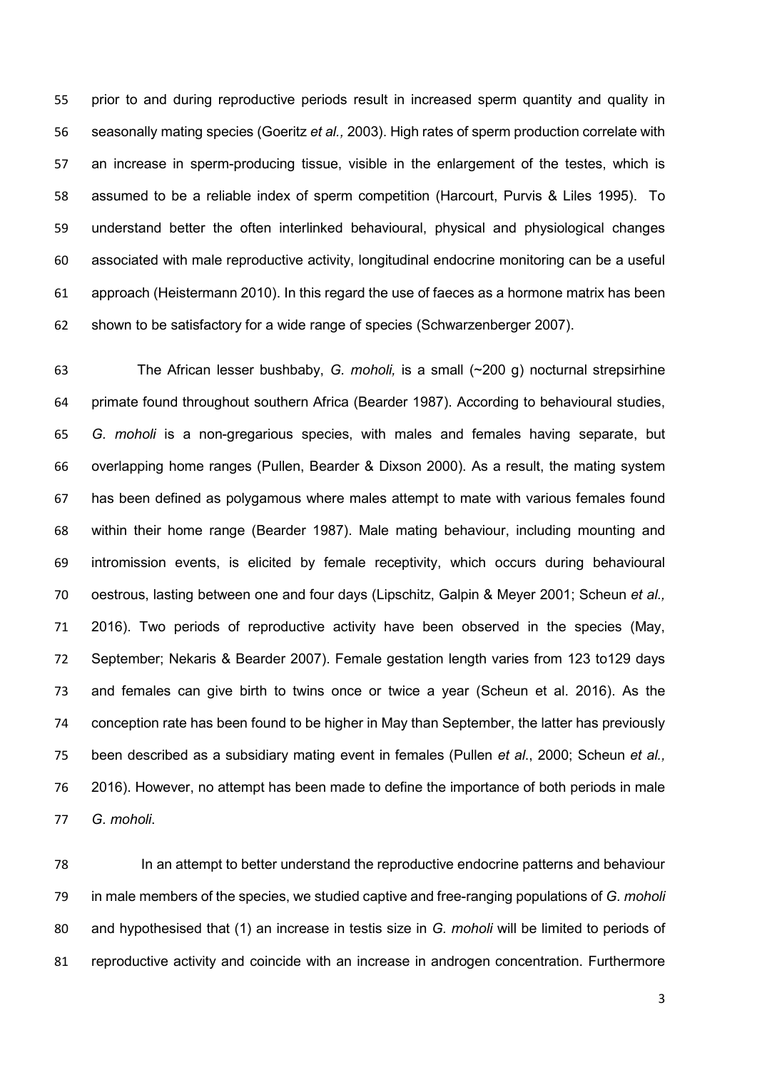prior to and during reproductive periods result in increased sperm quantity and quality in seasonally mating species (Goeritz *et al.,* 2003). High rates of sperm production correlate with an increase in sperm-producing tissue, visible in the enlargement of the testes, which is assumed to be a reliable index of sperm competition (Harcourt, Purvis & Liles 1995). To understand better the often interlinked behavioural, physical and physiological changes associated with male reproductive activity, longitudinal endocrine monitoring can be a useful approach (Heistermann 2010). In this regard the use of faeces as a hormone matrix has been shown to be satisfactory for a wide range of species (Schwarzenberger 2007).

The African lesser bushbaby, *G. moholi,* is a small (~200 g) nocturnal strepsirhine primate found throughout southern Africa (Bearder 1987). According to behavioural studies, *G. moholi* is a non-gregarious species, with males and females having separate, but overlapping home ranges (Pullen, Bearder & Dixson 2000). As a result, the mating system has been defined as polygamous where males attempt to mate with various females found within their home range (Bearder 1987). Male mating behaviour, including mounting and intromission events, is elicited by female receptivity, which occurs during behavioural oestrous, lasting between one and four days (Lipschitz, Galpin & Meyer 2001; Scheun *et al.,* 2016). Two periods of reproductive activity have been observed in the species (May, September; Nekaris & Bearder 2007). Female gestation length varies from 123 to129 days and females can give birth to twins once or twice a year (Scheun et al. 2016). As the conception rate has been found to be higher in May than September, the latter has previously been described as a subsidiary mating event in females (Pullen *et al*., 2000; Scheun *et al.,* 2016). However, no attempt has been made to define the importance of both periods in male *G. moholi*.

In an attempt to better understand the reproductive endocrine patterns and behaviour in male members of the species, we studied captive and free-ranging populations of *G. moholi* and hypothesised that (1) an increase in testis size in *G. moholi* will be limited to periods of reproductive activity and coincide with an increase in androgen concentration. Furthermore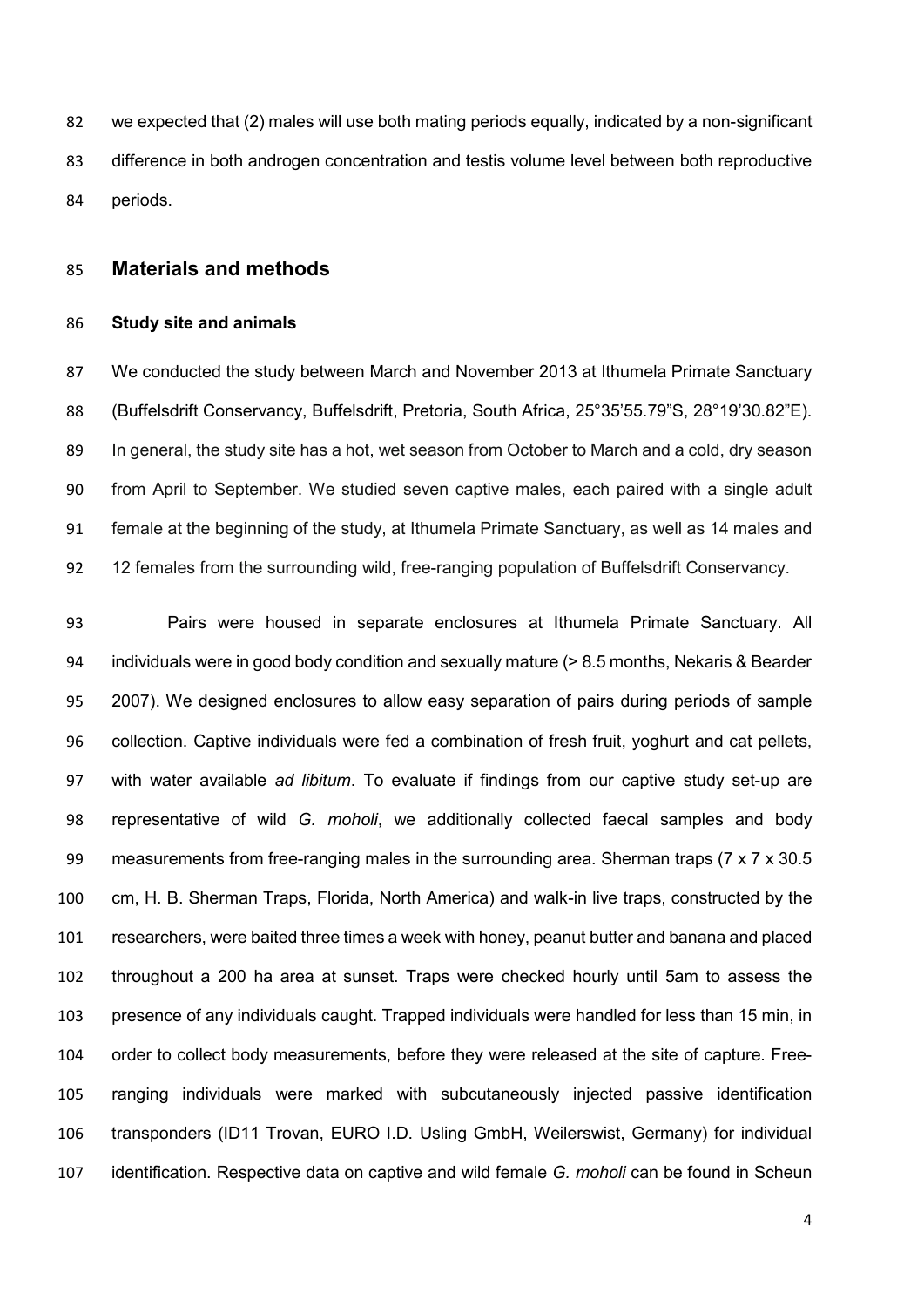we expected that (2) males will use both mating periods equally, indicated by a non-significant difference in both androgen concentration and testis volume level between both reproductive periods.

## Materials and methods

### Study site and animals

We conducted the study between March and November 2013 at Ithumela Primate Sanctuary (Buffelsdrift Conservancy, Buffelsdrift, Pretoria, South Africa, 25°35'55.79"S, 28°19'30.82"E). In general, the study site has a hot, wet season from October to March and a cold, dry season from April to September. We studied seven captive males, each paired with a single adult female at the beginning of the study, at Ithumela Primate Sanctuary, as well as 14 males and 12 females from the surrounding wild, free-ranging population of Buffelsdrift Conservancy.

Pairs were housed in separate enclosures at Ithumela Primate Sanctuary. All individuals were in good body condition and sexually mature (> 8.5 months, Nekaris & Bearder 2007). We designed enclosures to allow easy separation of pairs during periods of sample collection. Captive individuals were fed a combination of fresh fruit, yoghurt and cat pellets, with water available *ad libitum*. To evaluate if findings from our captive study set-up are representative of wild *G. moholi*, we additionally collected faecal samples and body measurements from free-ranging males in the surrounding area. Sherman traps (7 x 7 x 30.5 cm, H. B. Sherman Traps, Florida, North America) and walk-in live traps, constructed by the researchers, were baited three times a week with honey, peanut butter and banana and placed throughout a 200 ha area at sunset. Traps were checked hourly until 5am to assess the presence of any individuals caught. Trapped individuals were handled for less than 15 min, in order to collect body measurements, before they were released at the site of capture. Free-ranging individuals were marked with subcutaneously injected passive identification transponders (ID11 Trovan, EURO I.D. Usling GmbH, Weilerswist, Germany) for individual identification. Respective data on captive and wild female *G. moholi* can be found in Scheun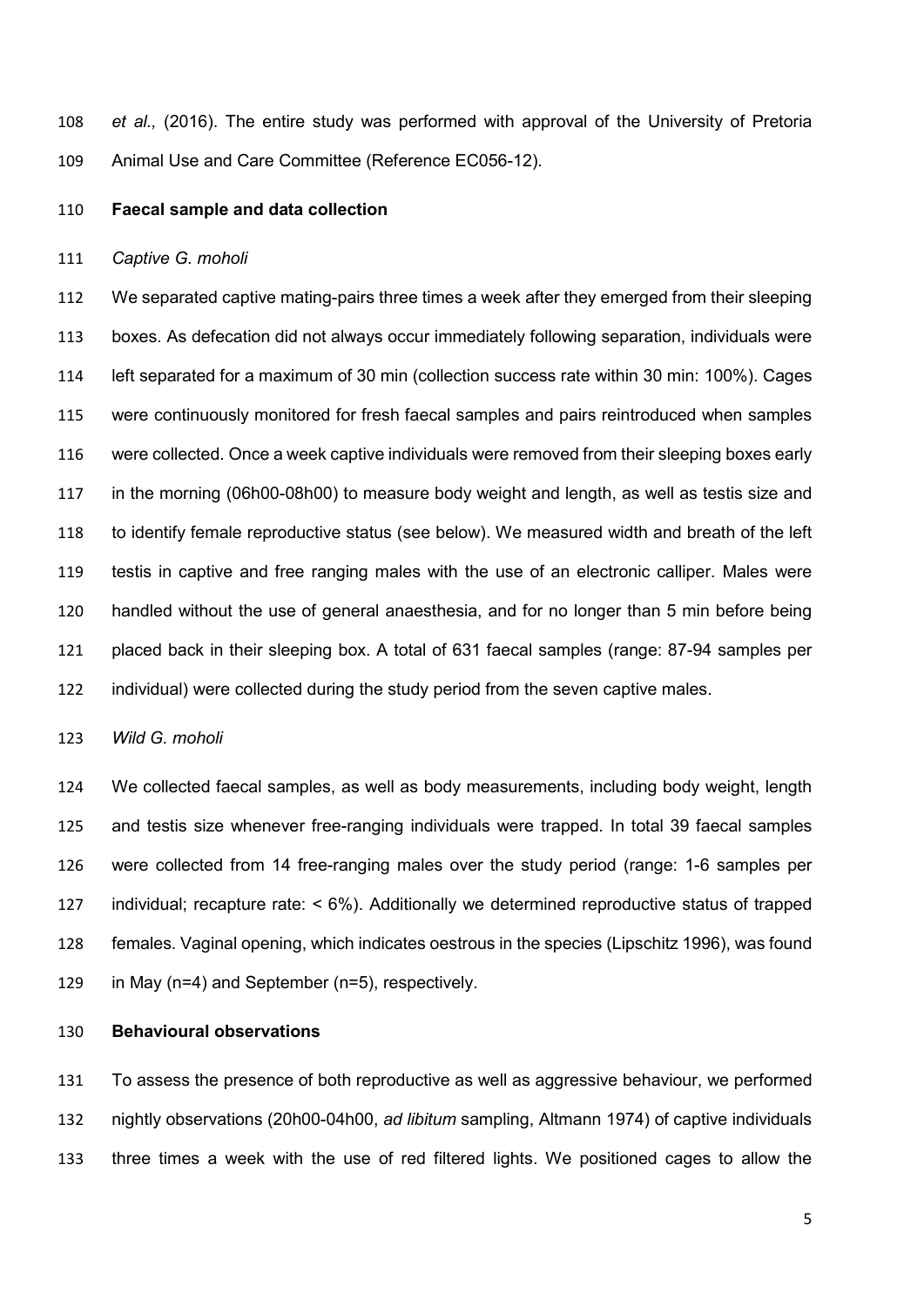*et al.,* (2016). The entire study was performed with approval of the University of Pretoria Animal Use and Care Committee (Reference EC056-12).

**Faecal sample and data collection**

*Captive G. moholi*

We separated captive mating-pairs three times a week after they emerged from their sleeping boxes. As defecation did not always occur immediately following separation, individuals were left separated for a maximum of 30 min (collection success rate within 30 min: 100%). Cages were continuously monitored for fresh faecal samples and pairs reintroduced when samples were collected. Once a week captive individuals were removed from their sleeping boxes early in the morning (06h00-08h00) to measure body weight and length, as well as testis size and to identify female reproductive status (see below). We measured width and breath of the left testis in captive and free ranging males with the use of an electronic calliper. Males were handled without the use of general anaesthesia, and for no longer than 5 min before being placed back in their sleeping box. A total of 631 faecal samples (range: 87-94 samples per individual) were collected during the study period from the seven captive males.

*Wild G. moholi*

We collected faecal samples, as well as body measurements, including body weight, length and testis size whenever free-ranging individuals were trapped. In total 39 faecal samples were collected from 14 free-ranging males over the study period (range: 1-6 samples per individual; recapture rate: < 6%). Additionally we determined reproductive status of trapped females. Vaginal opening, which indicates oestrous in the species (Lipschitz 1996), was found in May (n=4) and September (n=5), respectively.

**Behavioural observations**

To assess the presence of both reproductive as well as aggressive behaviour, we performed nightly observations (20h00-04h00, *ad libitum* sampling, Altmann 1974) of captive individuals three times a week with the use of red filtered lights. We positioned cages to allow the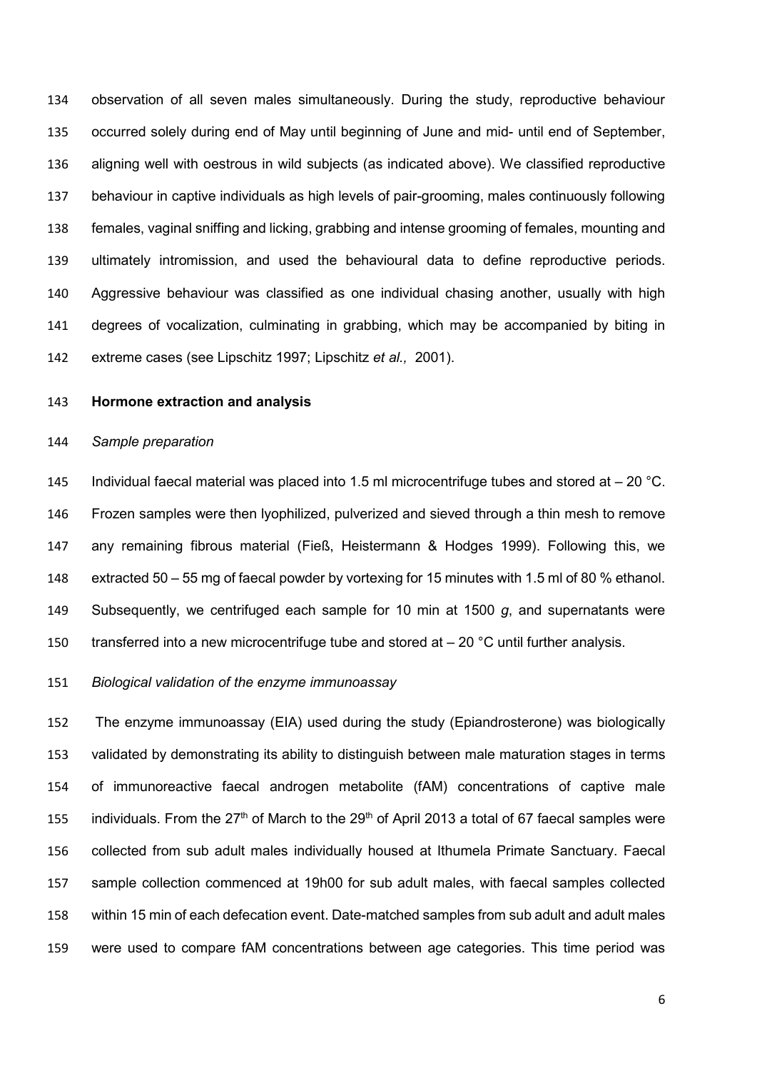observation of all seven males simultaneously. During the study, reproductive behaviour occurred solely during end of May until beginning of June and mid- until end of September, aligning well with oestrous in wild subjects (as indicated above). We classified reproductive behaviour in captive individuals as high levels of pair-grooming, males continuously following females, vaginal sniffing and licking, grabbing and intense grooming of females, mounting and ultimately intromission, and used the behavioural data to define reproductive periods. Aggressive behaviour was classified as one individual chasing another, usually with high degrees of vocalization, culminating in grabbing, which may be accompanied by biting in extreme cases (see Lipschitz 1997; Lipschitz *et al.,* 2001).

**Hormone extraction and analysis**

*Sample preparation*

Individual faecal material was placed into 1.5 ml microcentrifuge tubes and stored at – 20 °C. Frozen samples were then lyophilized, pulverized and sieved through a thin mesh to remove any remaining fibrous material (Fieß, Heistermann & Hodges 1999). Following this, we extracted 50 – 55 mg of faecal powder by vortexing for 15 minutes with 1.5 ml of 80 % ethanol. Subsequently, we centrifuged each sample for 10 min at 1500 *g*, and supernatants were transferred into a new microcentrifuge tube and stored at – 20 °C until further analysis.

*Biological validation of the enzyme immunoassay*

The enzyme immunoassay (EIA) used during the study (Epiandrosterone) was biologically validated by demonstrating its ability to distinguish between male maturation stages in terms of immunoreactive faecal androgen metabolite (fAM) concentrations of captive male individuals. From the 27th of March to the 29th of April 2013 a total of 67 faecal samples were collected from sub adult males individually housed at Ithumela Primate Sanctuary. Faecal sample collection commenced at 19h00 for sub adult males, with faecal samples collected within 15 min of each defecation event. Date-matched samples from sub adult and adult males were used to compare fAM concentrations between age categories. This time period was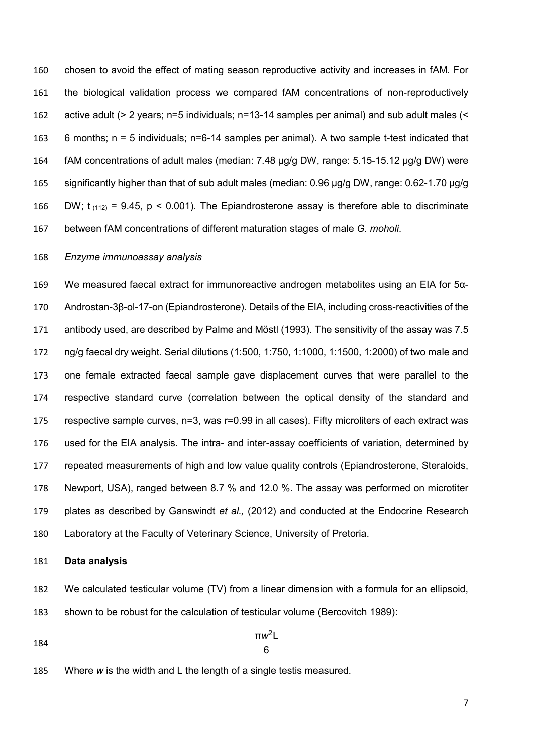chosen to avoid the effect of mating season reproductive activity and increases in fAM. For the biological validation process we compared fAM concentrations of non-reproductively active adult (> 2 years; n=5 individuals; n=13-14 samples per animal) and sub adult males (< 6 months; n = 5 individuals; n=6-14 samples per animal). A two sample t-test indicated that fAM concentrations of adult males (median: 7.48 µg/g DW, range: 5.15-15.12 µg/g DW) were significantly higher than that of sub adult males (median: 0.96 µg/g DW, range: 0.62-1.70 µg/g DW; $t_{(112)} = 9.45$, $p < 0.001$). The Epiandrosterone assay is therefore able to discriminate between fAM concentrations of different maturation stages of male *G. moholi*.

*Enzyme immunoassay analysis*

We measured faecal extract for immunoreactive androgen metabolites using an EIA for 5α-Androstan-3β-ol-17-on (Epiandrosterone). Details of the EIA, including cross-reactivities of the antibody used, are described by Palme and Möstl (1993). The sensitivity of the assay was 7.5 ng/g faecal dry weight. Serial dilutions (1:500, 1:750, 1:1000, 1:1500, 1:2000) of two male and one female extracted faecal sample gave displacement curves that were parallel to the respective standard curve (correlation between the optical density of the standard and respective sample curves, n=3, was r=0.99 in all cases). Fifty microliters of each extract was used for the EIA analysis. The intra- and inter-assay coefficients of variation, determined by repeated measurements of high and low value quality controls (Epiandrosterone, Steraloids, Newport, USA), ranged between 8.7 % and 12.0 %. The assay was performed on microtiter plates as described by Ganswindt *et al.,* (2012) and conducted at the Endocrine Research Laboratory at the Faculty of Veterinary Science, University of Pretoria.

**Data analysis**

We calculated testicular volume (TV) from a linear dimension with a formula for an ellipsoid, shown to be robust for the calculation of testicular volume (Bercovitch 1989):

$$\frac{\pi w^2 L}{6}$$

Where $w$ is the width and L the length of a single testis measured.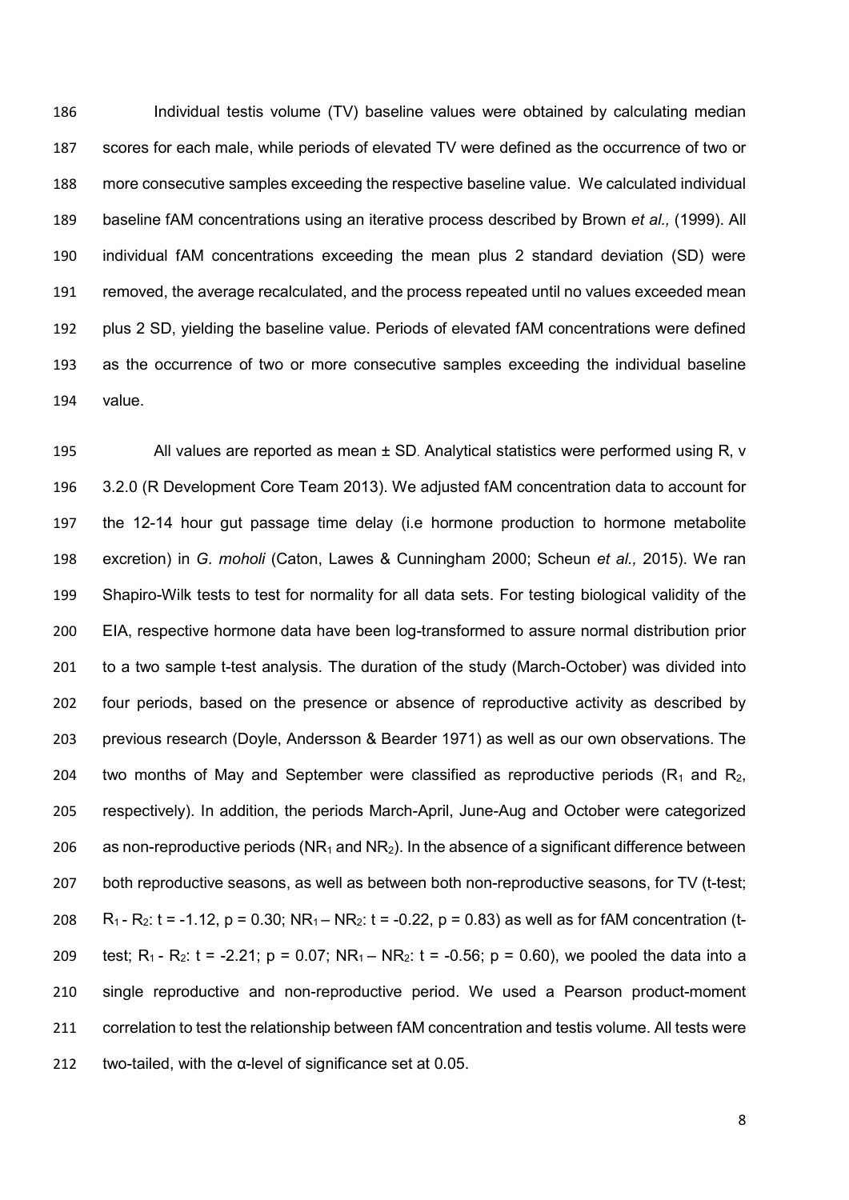Individual testis volume (TV) baseline values were obtained by calculating median scores for each male, while periods of elevated TV were defined as the occurrence of two or more consecutive samples exceeding the respective baseline value. We calculated individual baseline fAM concentrations using an iterative process described by Brown *et al.,* (1999). All individual fAM concentrations exceeding the mean plus 2 standard deviation (SD) were removed, the average recalculated, and the process repeated until no values exceeded mean plus 2 SD, yielding the baseline value. Periods of elevated fAM concentrations were defined as the occurrence of two or more consecutive samples exceeding the individual baseline value.

All values are reported as mean ± SD. Analytical statistics were performed using R, v 3.2.0 (R Development Core Team 2013). We adjusted fAM concentration data to account for the 12-14 hour gut passage time delay (i.e hormone production to hormone metabolite excretion) in *G. moholi* (Caton, Lawes & Cunningham 2000; Scheun *et al.,* 2015). We ran Shapiro-Wilk tests to test for normality for all data sets. For testing biological validity of the EIA, respective hormone data have been log-transformed to assure normal distribution prior to a two sample t-test analysis. The duration of the study (March-October) was divided into four periods, based on the presence or absence of reproductive activity as described by previous research (Doyle, Andersson & Bearder 1971) as well as our own observations. The two months of May and September were classified as reproductive periods ($R_1$ and $R_2$, respectively). In addition, the periods March-April, June-Aug and October were categorized as non-reproductive periods ($NR_1$ and $NR_2$). In the absence of a significant difference between both reproductive seasons, as well as between both non-reproductive seasons, for TV (t-test; $R_1$ - $R_2$: $t = -1.12$, $p = 0.30$; $NR_1 – NR_2$: $t = -0.22$, $p = 0.83$) as well as for fAM concentration (t-test; $R_1$ - $R_2$: $t = -2.21$; $p = 0.07$; $NR_1 – NR_2$: $t = -0.56$; $p = 0.60$), we pooled the data into a single reproductive and non-reproductive period. We used a Pearson product-moment correlation to test the relationship between fAM concentration and testis volume. All tests were two-tailed, with the α-level of significance set at 0.05.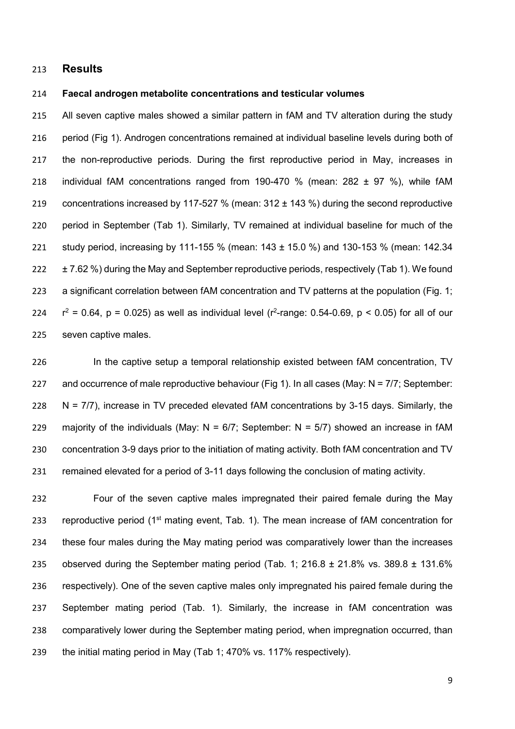## Results

### Faecal androgen metabolite concentrations and testicular volumes

All seven captive males showed a similar pattern in fAM and TV alteration during the study period (Fig 1). Androgen concentrations remained at individual baseline levels during both of the non-reproductive periods. During the first reproductive period in May, increases in individual fAM concentrations ranged from 190-470 % (mean: 282 ± 97 %), while fAM concentrations increased by 117-527 % (mean: 312 ± 143 %) during the second reproductive period in September (Tab 1). Similarly, TV remained at individual baseline for much of the study period, increasing by 111-155 % (mean: 143 ± 15.0 %) and 130-153 % (mean: 142.34 ± 7.62 %) during the May and September reproductive periods, respectively (Tab 1). We found a significant correlation between fAM concentration and TV patterns at the population (Fig. 1; $r^2 = 0.64$, $p = 0.025$) as well as individual level ($r^2$-range: 0.54-0.69, $p < 0.05$) for all of our seven captive males.

In the captive setup a temporal relationship existed between fAM concentration, TV and occurrence of male reproductive behaviour (Fig 1). In all cases (May: N = 7/7; September: N = 7/7), increase in TV preceded elevated fAM concentrations by 3-15 days. Similarly, the majority of the individuals (May: N = 6/7; September: N = 5/7) showed an increase in fAM concentration 3-9 days prior to the initiation of mating activity. Both fAM concentration and TV remained elevated for a period of 3-11 days following the conclusion of mating activity.

Four of the seven captive males impregnated their paired female during the May reproductive period (1st mating event, Tab. 1). The mean increase of fAM concentration for these four males during the May mating period was comparatively lower than the increases observed during the September mating period (Tab. 1; 216.8 ± 21.8% vs. 389.8 ± 131.6% respectively). One of the seven captive males only impregnated his paired female during the September mating period (Tab. 1). Similarly, the increase in fAM concentration was comparatively lower during the September mating period, when impregnation occurred, than the initial mating period in May (Tab 1; 470% vs. 117% respectively).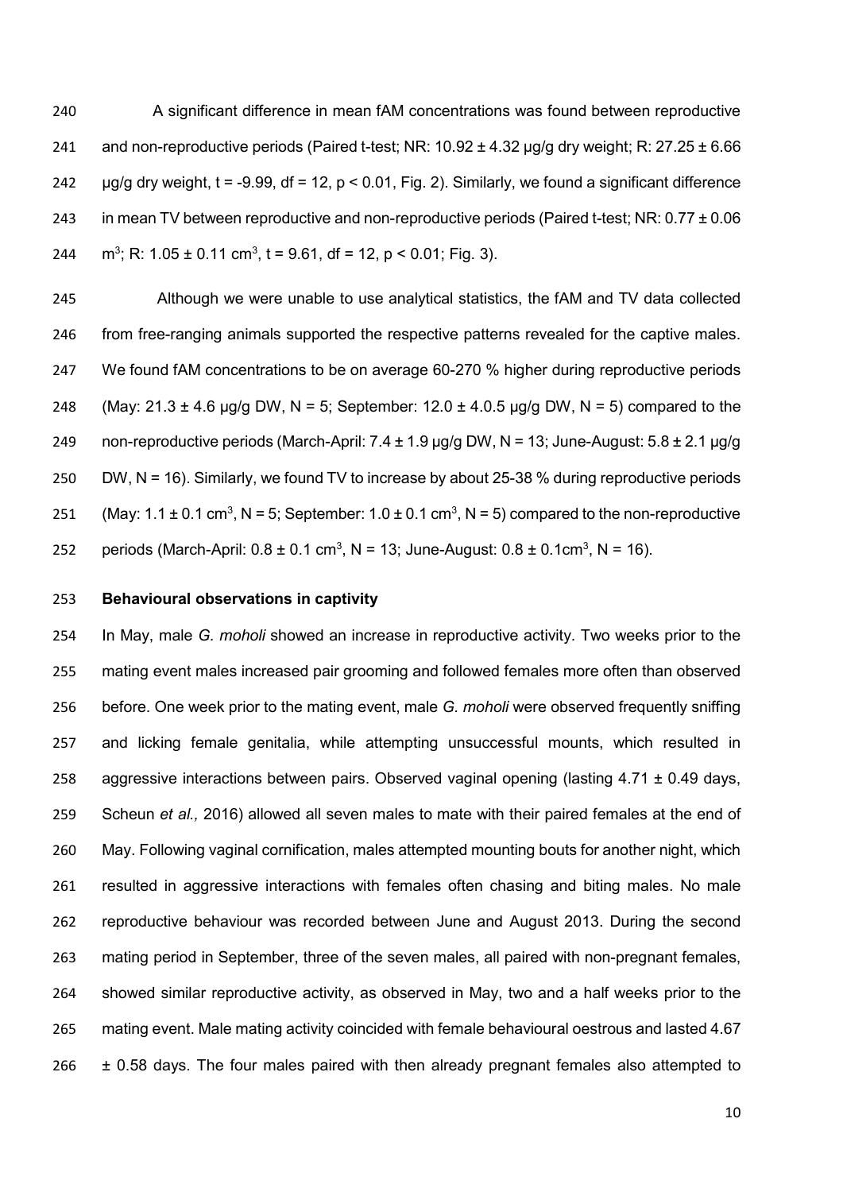A significant difference in mean fAM concentrations was found between reproductive and non-reproductive periods (Paired t-test; NR: 10.92 ± 4.32 µg/g dry weight; R: 27.25 ± 6.66 µg/g dry weight, $t = -9.99$, $df = 12$, $p < 0.01$, Fig. 2). Similarly, we found a significant difference in mean TV between reproductive and non-reproductive periods (Paired t-test; NR: 0.77 ± 0.06 m$^3$; R: 1.05 ± 0.11 cm$^3$, $t = 9.61$, $df = 12$, $p < 0.01$; Fig. 3).

Although we were unable to use analytical statistics, the fAM and TV data collected from free-ranging animals supported the respective patterns revealed for the captive males. We found fAM concentrations to be on average 60-270 % higher during reproductive periods (May: 21.3 ± 4.6 µg/g DW, N = 5; September: 12.0 ± 4.0.5 µg/g DW, N = 5) compared to the non-reproductive periods (March-April: 7.4 ± 1.9 µg/g DW, N = 13; June-August: 5.8 ± 2.1 µg/g DW, N = 16). Similarly, we found TV to increase by about 25-38 % during reproductive periods (May: 1.1 ± 0.1 cm$^3$, N = 5; September: 1.0 ± 0.1 cm$^3$, N = 5) compared to the non-reproductive periods (March-April: 0.8 ± 0.1 cm$^3$, N = 13; June-August: 0.8 ± 0.1cm$^3$, N = 16).

**Behavioural observations in captivity**

In May, male *G. moholi* showed an increase in reproductive activity. Two weeks prior to the mating event males increased pair grooming and followed females more often than observed before. One week prior to the mating event, male *G. moholi* were observed frequently sniffing and licking female genitalia, while attempting unsuccessful mounts, which resulted in aggressive interactions between pairs. Observed vaginal opening (lasting 4.71 ± 0.49 days, Scheun *et al.,* 2016) allowed all seven males to mate with their paired females at the end of May. Following vaginal cornification, males attempted mounting bouts for another night, which resulted in aggressive interactions with females often chasing and biting males. No male reproductive behaviour was recorded between June and August 2013. During the second mating period in September, three of the seven males, all paired with non-pregnant females, showed similar reproductive activity, as observed in May, two and a half weeks prior to the mating event. Male mating activity coincided with female behavioural oestrous and lasted 4.67 ± 0.58 days. The four males paired with then already pregnant females also attempted to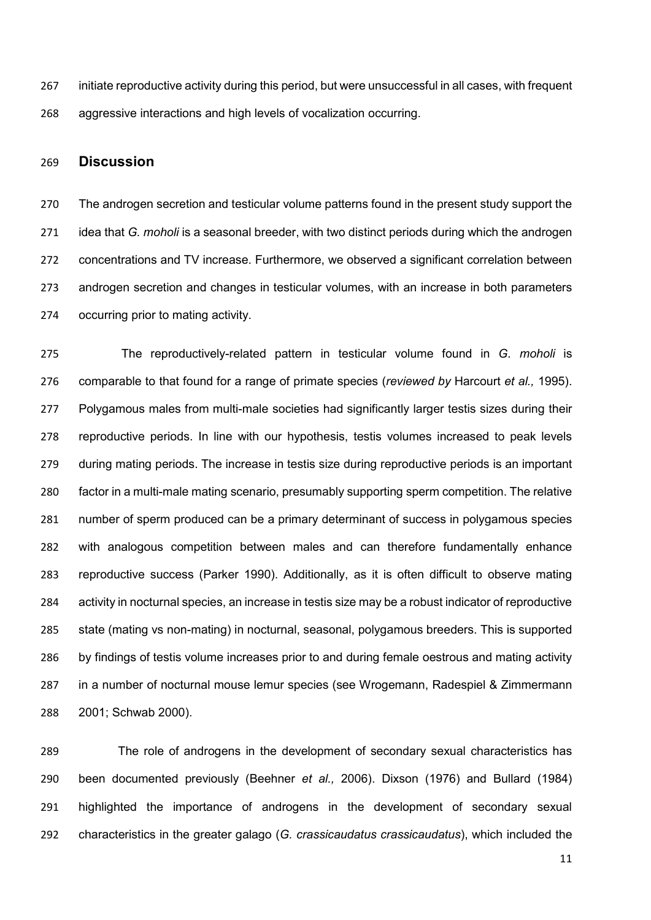initiate reproductive activity during this period, but were unsuccessful in all cases, with frequent aggressive interactions and high levels of vocalization occurring.

## Discussion

The androgen secretion and testicular volume patterns found in the present study support the idea that *G. moholi* is a seasonal breeder, with two distinct periods during which the androgen concentrations and TV increase. Furthermore, we observed a significant correlation between androgen secretion and changes in testicular volumes, with an increase in both parameters occurring prior to mating activity.

The reproductively-related pattern in testicular volume found in *G. moholi* is comparable to that found for a range of primate species (*reviewed by* Harcourt *et al.,* 1995). Polygamous males from multi-male societies had significantly larger testis sizes during their reproductive periods. In line with our hypothesis, testis volumes increased to peak levels during mating periods. The increase in testis size during reproductive periods is an important factor in a multi-male mating scenario, presumably supporting sperm competition. The relative number of sperm produced can be a primary determinant of success in polygamous species with analogous competition between males and can therefore fundamentally enhance reproductive success (Parker 1990). Additionally, as it is often difficult to observe mating activity in nocturnal species, an increase in testis size may be a robust indicator of reproductive state (mating vs non-mating) in nocturnal, seasonal, polygamous breeders. This is supported by findings of testis volume increases prior to and during female oestrous and mating activity in a number of nocturnal mouse lemur species (see Wrogemann, Radespiel & Zimmermann 2001; Schwab 2000).

The role of androgens in the development of secondary sexual characteristics has been documented previously (Beehner *et al.,* 2006). Dixson (1976) and Bullard (1984) highlighted the importance of androgens in the development of secondary sexual characteristics in the greater galago (*G. crassicaudatus crassicaudatus*), which included the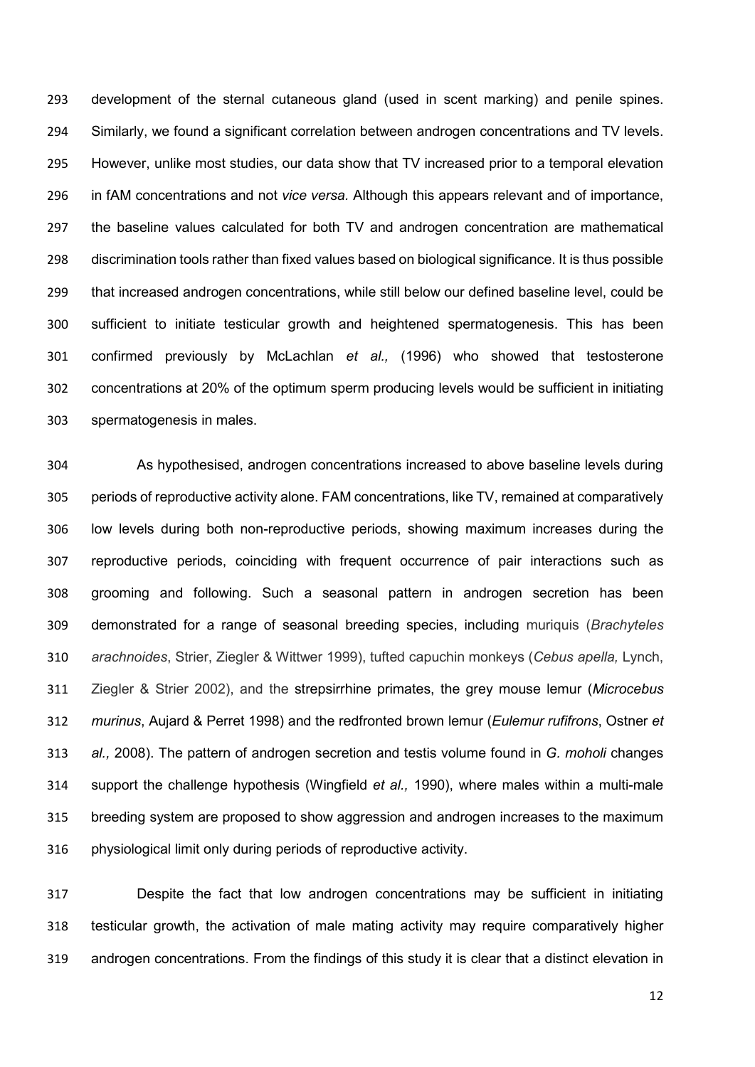development of the sternal cutaneous gland (used in scent marking) and penile spines. Similarly, we found a significant correlation between androgen concentrations and TV levels. However, unlike most studies, our data show that TV increased prior to a temporal elevation in fAM concentrations and not *vice versa.* Although this appears relevant and of importance, the baseline values calculated for both TV and androgen concentration are mathematical discrimination tools rather than fixed values based on biological significance. It is thus possible that increased androgen concentrations, while still below our defined baseline level, could be sufficient to initiate testicular growth and heightened spermatogenesis. This has been confirmed previously by McLachlan *et al.,* (1996) who showed that testosterone concentrations at 20% of the optimum sperm producing levels would be sufficient in initiating spermatogenesis in males.

As hypothesised, androgen concentrations increased to above baseline levels during periods of reproductive activity alone. FAM concentrations, like TV, remained at comparatively low levels during both non-reproductive periods, showing maximum increases during the reproductive periods, coinciding with frequent occurrence of pair interactions such as grooming and following. Such a seasonal pattern in androgen secretion has been demonstrated for a range of seasonal breeding species, including muriquis (*Brachyteles arachnoides*, Strier, Ziegler & Wittwer 1999), tufted capuchin monkeys (*Cebus apella,* Lynch, Ziegler & Strier 2002), and the strepsirrhine primates, the grey mouse lemur (*Microcebus murinus*, Aujard & Perret 1998) and the redfronted brown lemur (*Eulemur rufifrons*, Ostner *et al.,* 2008). The pattern of androgen secretion and testis volume found in *G. moholi* changes support the challenge hypothesis (Wingfield *et al.,* 1990), where males within a multi-male breeding system are proposed to show aggression and androgen increases to the maximum physiological limit only during periods of reproductive activity.

Despite the fact that low androgen concentrations may be sufficient in initiating testicular growth, the activation of male mating activity may require comparatively higher androgen concentrations. From the findings of this study it is clear that a distinct elevation in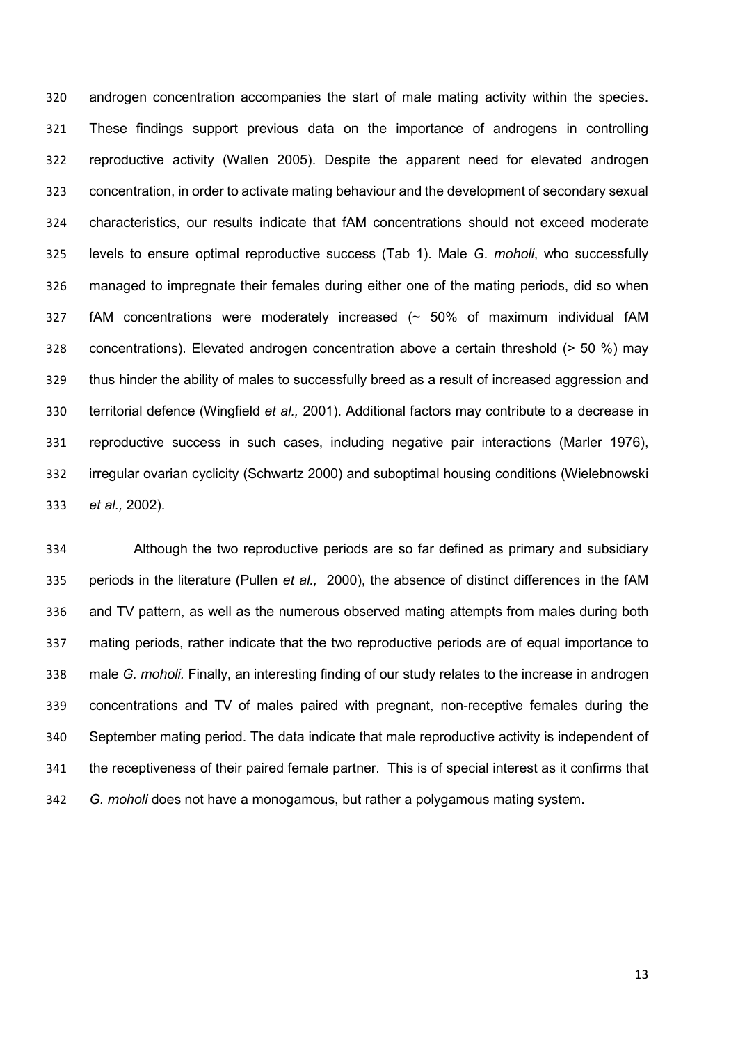androgen concentration accompanies the start of male mating activity within the species. These findings support previous data on the importance of androgens in controlling reproductive activity (Wallen 2005). Despite the apparent need for elevated androgen concentration, in order to activate mating behaviour and the development of secondary sexual characteristics, our results indicate that fAM concentrations should not exceed moderate levels to ensure optimal reproductive success (Tab 1). Male *G. moholi*, who successfully managed to impregnate their females during either one of the mating periods, did so when fAM concentrations were moderately increased (~ 50% of maximum individual fAM concentrations). Elevated androgen concentration above a certain threshold (> 50 %) may thus hinder the ability of males to successfully breed as a result of increased aggression and territorial defence (Wingfield *et al.,* 2001). Additional factors may contribute to a decrease in reproductive success in such cases, including negative pair interactions (Marler 1976), irregular ovarian cyclicity (Schwartz 2000) and suboptimal housing conditions (Wielebnowski *et al.,* 2002).

Although the two reproductive periods are so far defined as primary and subsidiary periods in the literature (Pullen *et al.,* 2000), the absence of distinct differences in the fAM and TV pattern, as well as the numerous observed mating attempts from males during both mating periods, rather indicate that the two reproductive periods are of equal importance to male *G. moholi.* Finally, an interesting finding of our study relates to the increase in androgen concentrations and TV of males paired with pregnant, non-receptive females during the September mating period. The data indicate that male reproductive activity is independent of the receptiveness of their paired female partner. This is of special interest as it confirms that *G. moholi* does not have a monogamous, but rather a polygamous mating system.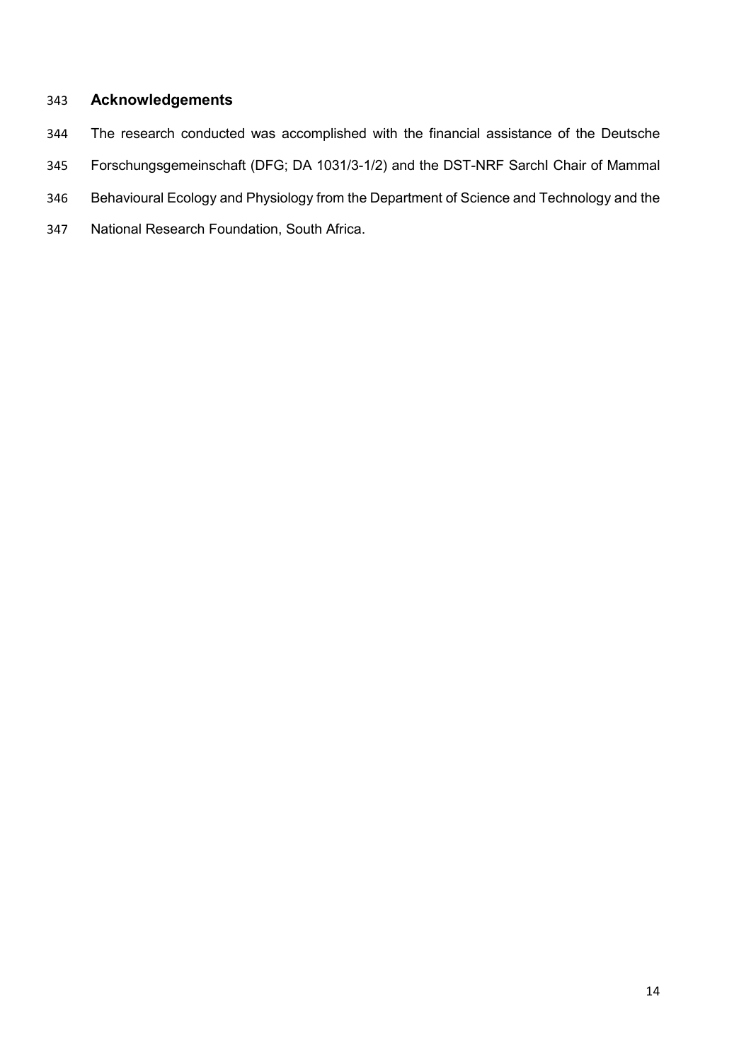## Acknowledgements

The research conducted was accomplished with the financial assistance of the Deutsche Forschungsgemeinschaft (DFG; DA 1031/3-1/2) and the DST-NRF SarchI Chair of Mammal Behavioural Ecology and Physiology from the Department of Science and Technology and the National Research Foundation, South Africa.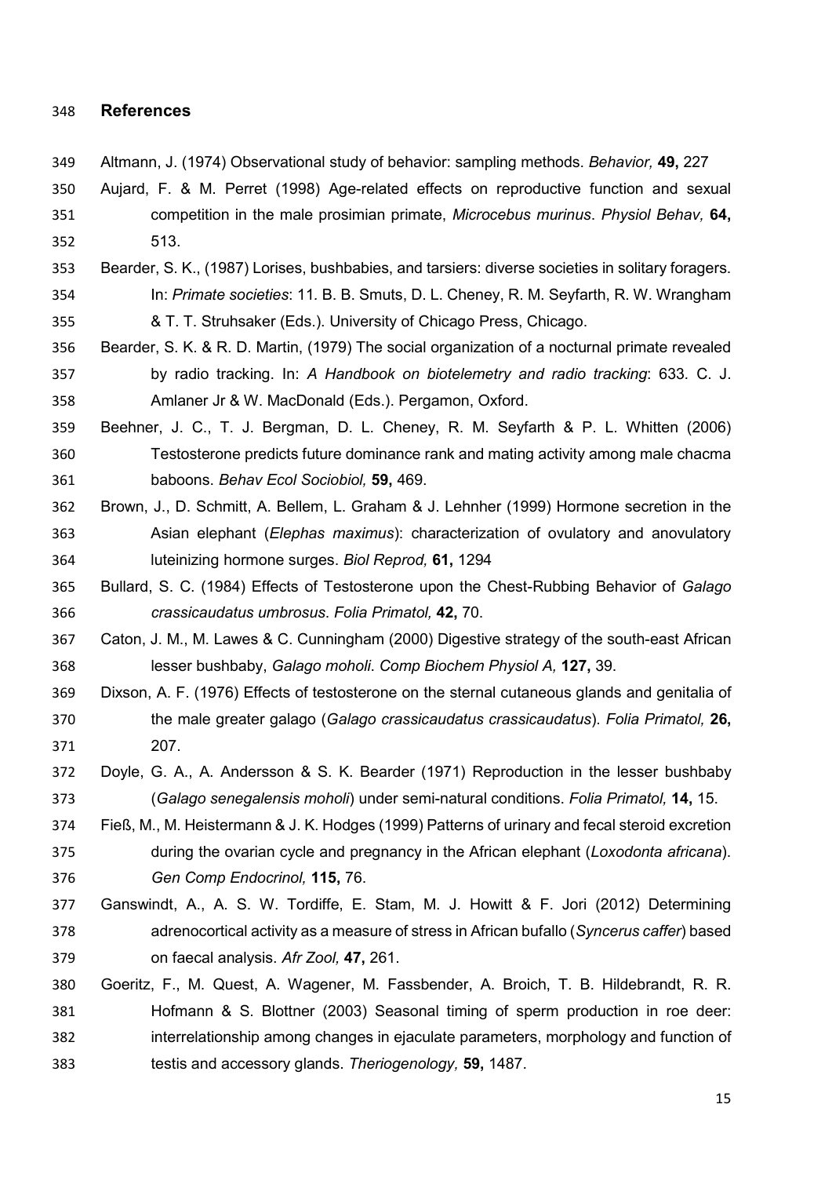## References

Altmann, J. (1974) Observational study of behavior: sampling methods. *Behavior,* **49,** 227

Aujard, F. & M. Perret (1998) Age-related effects on reproductive function and sexual competition in the male prosimian primate, *Microcebus murinus*. *Physiol Behav,* **64,** 513.

Bearder, S. K., (1987) Lorises, bushbabies, and tarsiers: diverse societies in solitary foragers. In: *Primate societies*: 11. B. B. Smuts, D. L. Cheney, R. M. Seyfarth, R. W. Wrangham & T. T. Struhsaker (Eds.). University of Chicago Press, Chicago.

Bearder, S. K. & R. D. Martin, (1979) The social organization of a nocturnal primate revealed by radio tracking. In: *A Handbook on biotelemetry and radio tracking*: 633. C. J. Amlaner Jr & W. MacDonald (Eds.). Pergamon, Oxford.

Beehner, J. C., T. J. Bergman, D. L. Cheney, R. M. Seyfarth & P. L. Whitten (2006) Testosterone predicts future dominance rank and mating activity among male chacma baboons. *Behav Ecol Sociobiol,* **59,** 469.

Brown, J., D. Schmitt, A. Bellem, L. Graham & J. Lehnher (1999) Hormone secretion in the Asian elephant (*Elephas maximus*): characterization of ovulatory and anovulatory luteinizing hormone surges. *Biol Reprod,* **61,** 1294

Bullard, S. C. (1984) Effects of Testosterone upon the Chest-Rubbing Behavior of *Galago crassicaudatus umbrosus*. *Folia Primatol,* **42,** 70.

Caton, J. M., M. Lawes & C. Cunningham (2000) Digestive strategy of the south-east African lesser bushbaby, *Galago moholi*. *Comp Biochem Physiol A,* **127,** 39.

Dixson, A. F. (1976) Effects of testosterone on the sternal cutaneous glands and genitalia of the male greater galago (*Galago crassicaudatus crassicaudatus*). *Folia Primatol,* **26,** 207.

Doyle, G. A., A. Andersson & S. K. Bearder (1971) Reproduction in the lesser bushbaby (*Galago senegalensis moholi*) under semi-natural conditions. *Folia Primatol,* **14,** 15.

Fieß, M., M. Heistermann & J. K. Hodges (1999) Patterns of urinary and fecal steroid excretion during the ovarian cycle and pregnancy in the African elephant (*Loxodonta africana*). *Gen Comp Endocrinol,* **115,** 76.

Ganswindt, A., A. S. W. Tordiffe, E. Stam, M. J. Howitt & F. Jori (2012) Determining adrenocortical activity as a measure of stress in African bufallo (*Syncerus caffer*) based on faecal analysis. *Afr Zool,* **47,** 261.

Goeritz, F., M. Quest, A. Wagener, M. Fassbender, A. Broich, T. B. Hildebrandt, R. R. Hofmann & S. Blottner (2003) Seasonal timing of sperm production in roe deer: interrelationship among changes in ejaculate parameters, morphology and function of testis and accessory glands. *Theriogenology,* **59,** 1487.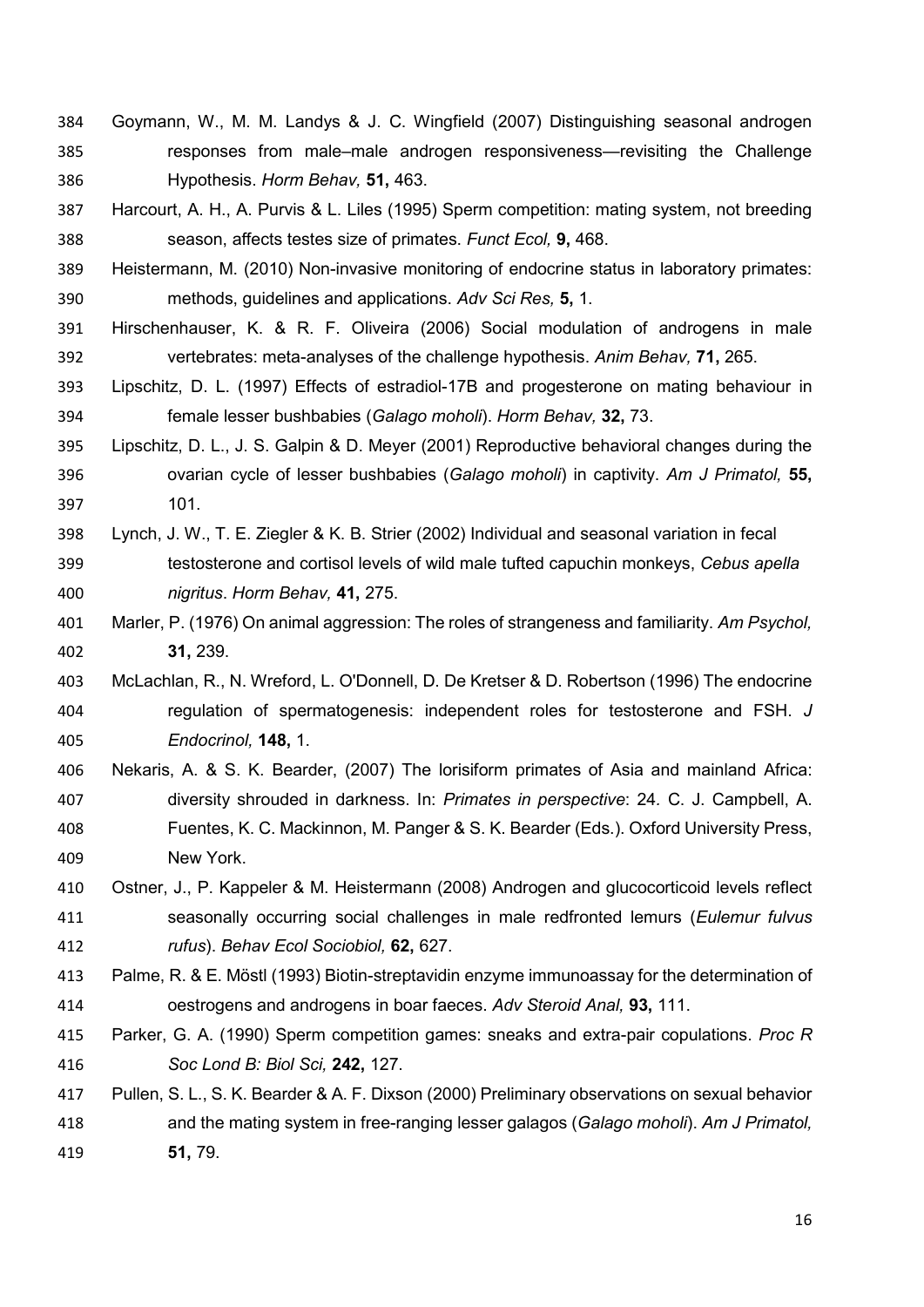Goymann, W., M. M. Landys & J. C. Wingfield (2007) Distinguishing seasonal androgen responses from male–male androgen responsiveness—revisiting the Challenge Hypothesis. *Horm Behav,* **51,** 463.

Harcourt, A. H., A. Purvis & L. Liles (1995) Sperm competition: mating system, not breeding season, affects testes size of primates. *Funct Ecol,* **9,** 468.

Heistermann, M. (2010) Non-invasive monitoring of endocrine status in laboratory primates: methods, guidelines and applications. *Adv Sci Res,* **5,** 1.

Hirschenhauser, K. & R. F. Oliveira (2006) Social modulation of androgens in male vertebrates: meta-analyses of the challenge hypothesis. *Anim Behav,* **71,** 265.

Lipschitz, D. L. (1997) Effects of estradiol-17B and progesterone on mating behaviour in female lesser bushbabies (*Galago moholi*). *Horm Behav,* **32,** 73.

Lipschitz, D. L., J. S. Galpin & D. Meyer (2001) Reproductive behavioral changes during the ovarian cycle of lesser bushbabies (*Galago moholi*) in captivity. *Am J Primatol,* **55,** 101.

Lynch, J. W., T. E. Ziegler & K. B. Strier (2002) Individual and seasonal variation in fecal testosterone and cortisol levels of wild male tufted capuchin monkeys, *Cebus apella nigritus*. *Horm Behav,* **41,** 275.

Marler, P. (1976) On animal aggression: The roles of strangeness and familiarity. *Am Psychol,* **31,** 239.

McLachlan, R., N. Wreford, L. O'Donnell, D. De Kretser & D. Robertson (1996) The endocrine regulation of spermatogenesis: independent roles for testosterone and FSH. *J Endocrinol,* **148,** 1.

Nekaris, A. & S. K. Bearder, (2007) The lorisiform primates of Asia and mainland Africa: diversity shrouded in darkness. In: *Primates in perspective*: 24. C. J. Campbell, A. Fuentes, K. C. Mackinnon, M. Panger & S. K. Bearder (Eds.). Oxford University Press, New York.

Ostner, J., P. Kappeler & M. Heistermann (2008) Androgen and glucocorticoid levels reflect seasonally occurring social challenges in male redfronted lemurs (*Eulemur fulvus rufus*). *Behav Ecol Sociobiol,* **62,** 627.

Palme, R. & E. Möstl (1993) Biotin-streptavidin enzyme immunoassay for the determination of oestrogens and androgens in boar faeces. *Adv Steroid Anal,* **93,** 111.

Parker, G. A. (1990) Sperm competition games: sneaks and extra-pair copulations. *Proc R Soc Lond B: Biol Sci,* **242,** 127.

Pullen, S. L., S. K. Bearder & A. F. Dixson (2000) Preliminary observations on sexual behavior and the mating system in free-ranging lesser galagos (*Galago moholi*). *Am J Primatol,* **51,** 79.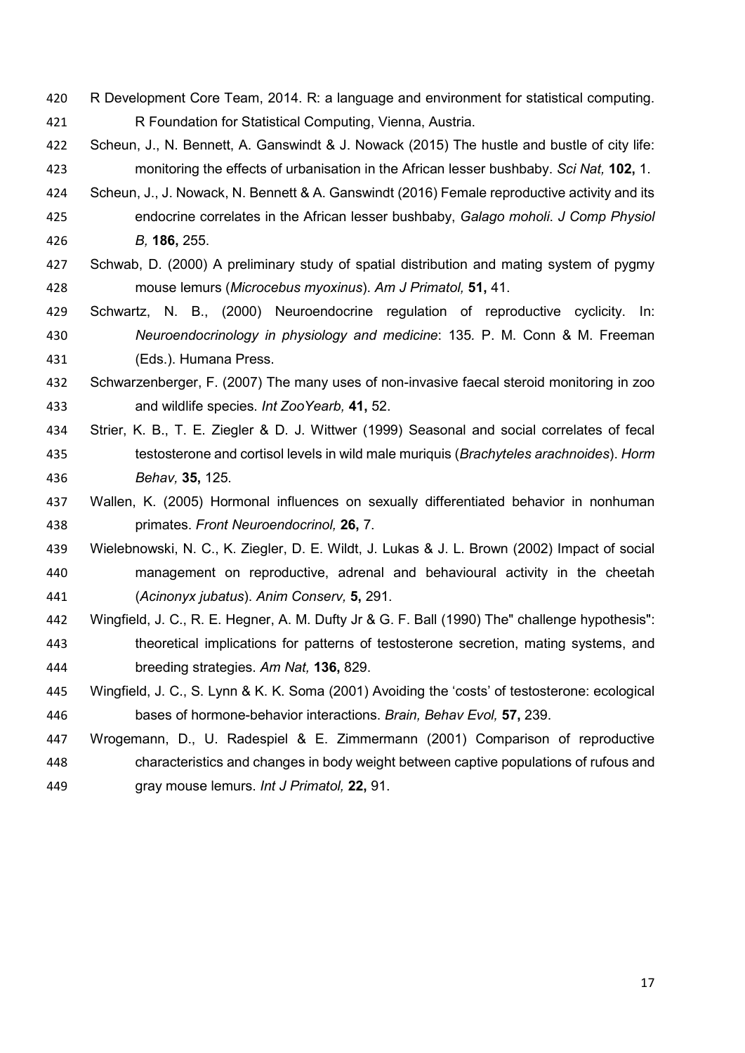R Development Core Team, 2014. R: a language and environment for statistical computing. R Foundation for Statistical Computing, Vienna, Austria.

Scheun, J., N. Bennett, A. Ganswindt & J. Nowack (2015) The hustle and bustle of city life: monitoring the effects of urbanisation in the African lesser bushbaby. *Sci Nat,* **102,** 1.

Scheun, J., J. Nowack, N. Bennett & A. Ganswindt (2016) Female reproductive activity and its endocrine correlates in the African lesser bushbaby, *Galago moholi*. *J Comp Physiol B,* **186,** 255.

Schwab, D. (2000) A preliminary study of spatial distribution and mating system of pygmy mouse lemurs (*Microcebus myoxinus*). *Am J Primatol,* **51,** 41.

Schwartz, N. B., (2000) Neuroendocrine regulation of reproductive cyclicity. In: *Neuroendocrinology in physiology and medicine*: 135. P. M. Conn & M. Freeman (Eds.). Humana Press.

Schwarzenberger, F. (2007) The many uses of non-invasive faecal steroid monitoring in zoo and wildlife species. *Int ZooYearb,* **41,** 52.

Strier, K. B., T. E. Ziegler & D. J. Wittwer (1999) Seasonal and social correlates of fecal testosterone and cortisol levels in wild male muriquis (*Brachyteles arachnoides*). *Horm Behav,* **35,** 125.

Wallen, K. (2005) Hormonal influences on sexually differentiated behavior in nonhuman primates. *Front Neuroendocrinol,* **26,** 7.

Wielebnowski, N. C., K. Ziegler, D. E. Wildt, J. Lukas & J. L. Brown (2002) Impact of social management on reproductive, adrenal and behavioural activity in the cheetah (*Acinonyx jubatus*). *Anim Conserv,* **5,** 291.

Wingfield, J. C., R. E. Hegner, A. M. Dufty Jr & G. F. Ball (1990) The" challenge hypothesis": theoretical implications for patterns of testosterone secretion, mating systems, and breeding strategies. *Am Nat,* **136,** 829.

Wingfield, J. C., S. Lynn & K. K. Soma (2001) Avoiding the 'costs' of testosterone: ecological bases of hormone-behavior interactions. *Brain, Behav Evol,* **57,** 239.

Wrogemann, D., U. Radespiel & E. Zimmermann (2001) Comparison of reproductive characteristics and changes in body weight between captive populations of rufous and gray mouse lemurs. *Int J Primatol,* **22,** 91.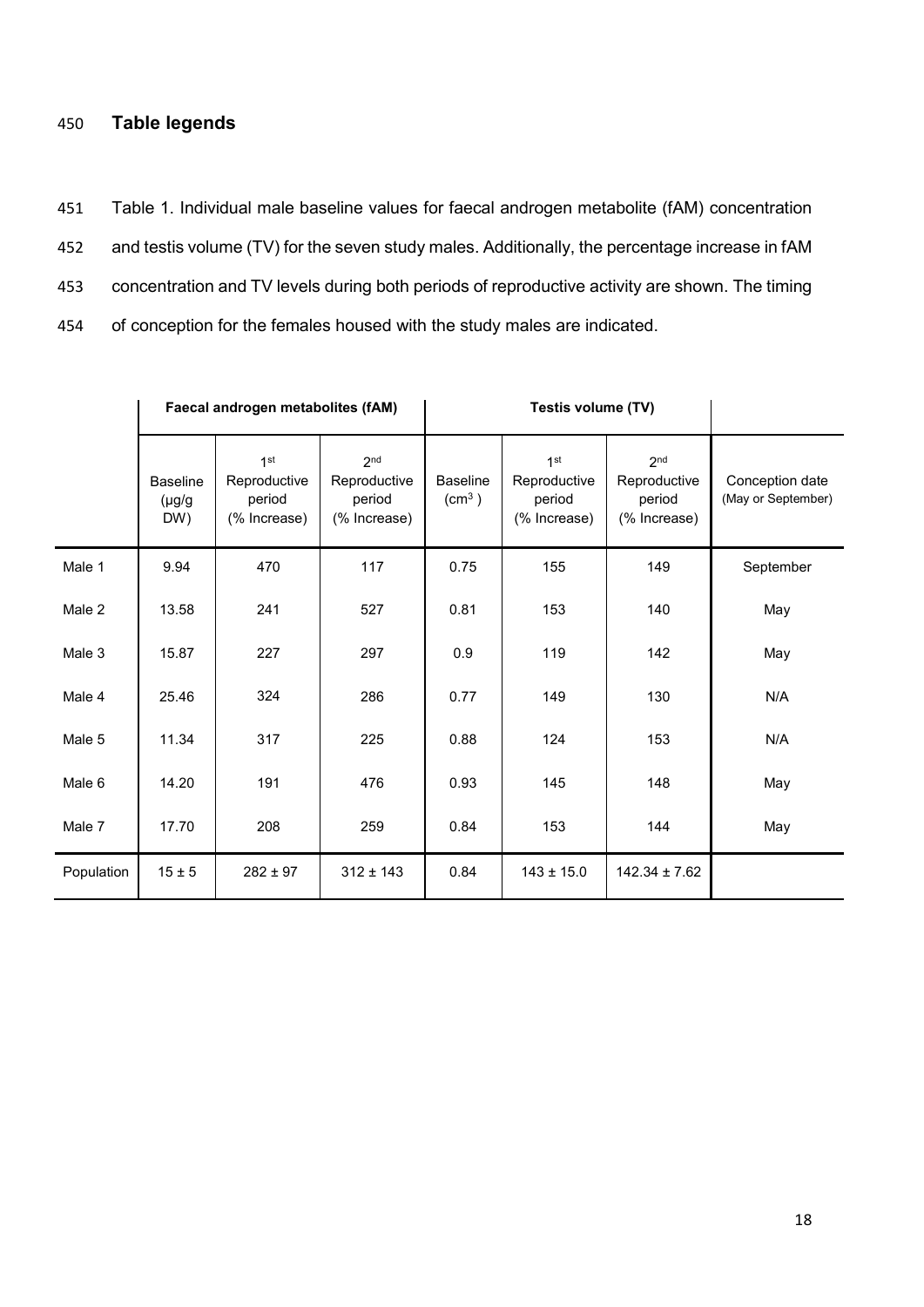## Table legends

Table 1. Individual male baseline values for faecal androgen metabolite (fAM) concentration and testis volume (TV) for the seven study males. Additionally, the percentage increase in fAM concentration and TV levels during both periods of reproductive activity are shown. The timing of conception for the females housed with the study males are indicated.

| | Faecal androgen metabolites (fAM) | | | Testis volume (TV) | | | |
|---|---|---|---|---|---|---|---|
| | Baseline (μg/g DW) | 1st Reproductive period (% Increase) | 2nd Reproductive period (% Increase) | Baseline ($cm^3$) | 1st Reproductive period (% Increase) | 2nd Reproductive period (% Increase) | Conception date (May or September) |
| Male 1 | 9.94 | 470 | 117 | 0.75 | 155 | 149 | September |
| Male 2 | 13.58 | 241 | 527 | 0.81 | 153 | 140 | May |
| Male 3 | 15.87 | 227 | 297 | 0.9 | 119 | 142 | May |
| Male 4 | 25.46 | 324 | 286 | 0.77 | 149 | 130 | N/A |
| Male 5 | 11.34 | 317 | 225 | 0.88 | 124 | 153 | N/A |
| Male 6 | 14.20 | 191 | 476 | 0.93 | 145 | 148 | May |
| Male 7 | 17.70 | 208 | 259 | 0.84 | 153 | 144 | May |
| Population | 15 ± 5 | 282 ± 97 | 312 ± 143 | 0.84 | 143 ± 15.0 | 142.34 ± 7.62 | |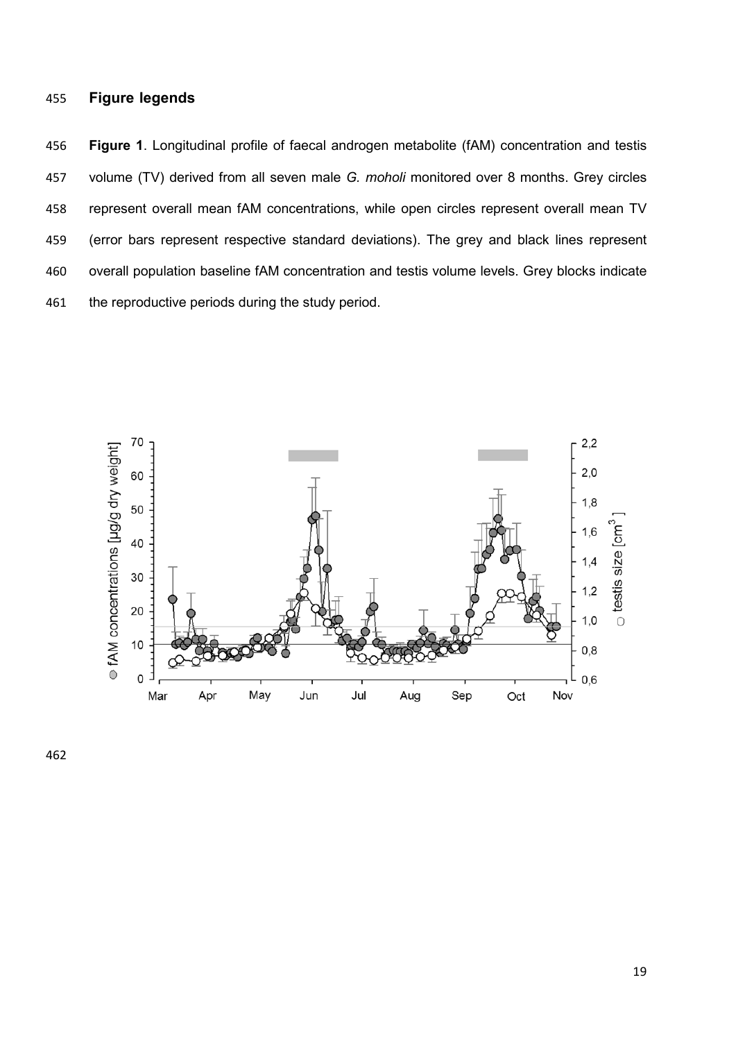## Figure legends

**Figure 1**. Longitudinal profile of faecal androgen metabolite (fAM) concentration and testis volume (TV) derived from all seven male *G. moholi* monitored over 8 months. Grey circles represent overall mean fAM concentrations, while open circles represent overall mean TV (error bars represent respective standard deviations). The grey and black lines represent overall population baseline fAM concentration and testis volume levels. Grey blocks indicate the reproductive periods during the study period.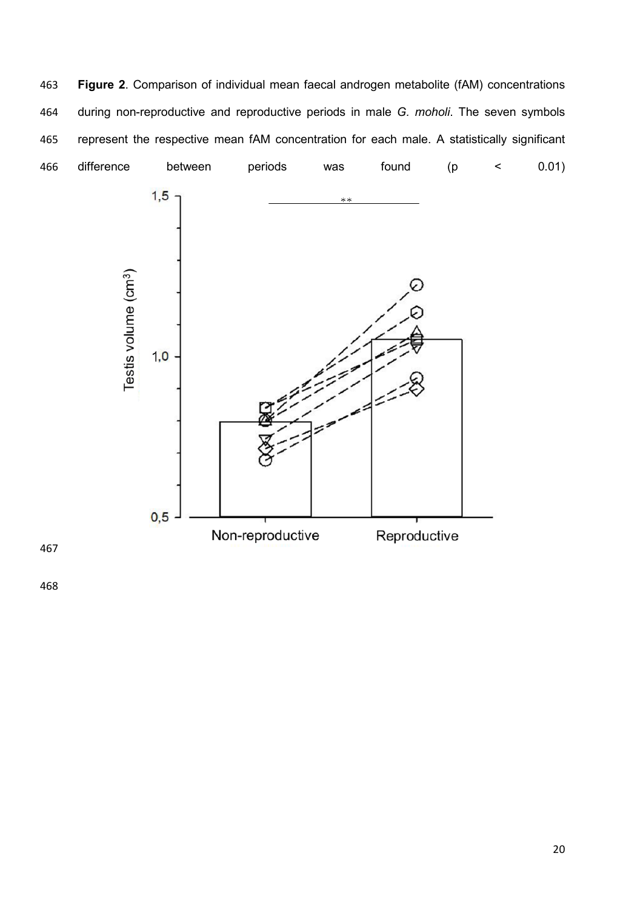**Figure 2**. Comparison of individual mean faecal androgen metabolite (fAM) concentrations during non-reproductive and reproductive periods in male *G. moholi*. The seven symbols represent the respective mean fAM concentration for each male. A statistically significant difference between periods was found ($p < 0.01$)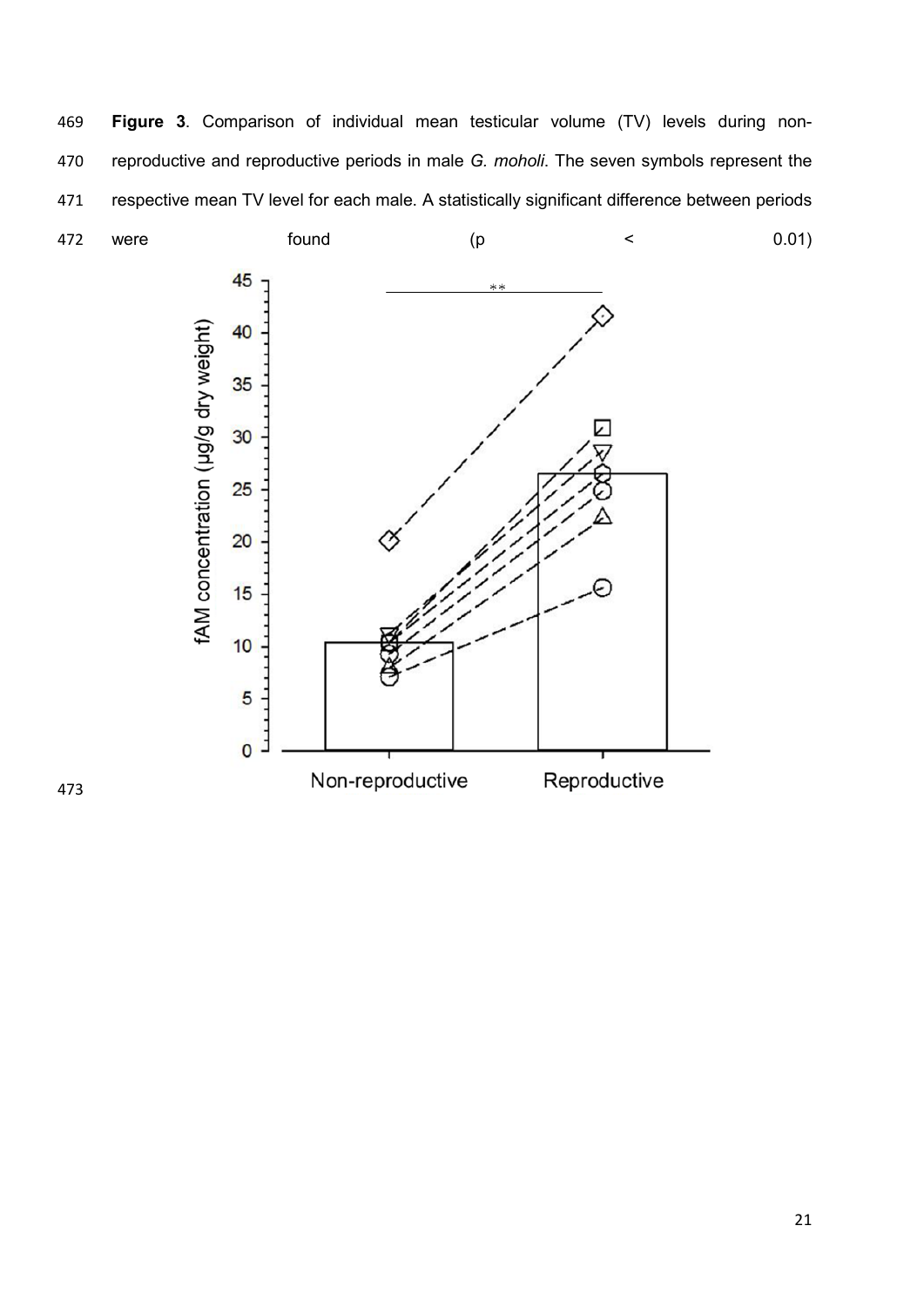**Figure 3**. Comparison of individual mean testicular volume (TV) levels during non-reproductive and reproductive periods in male *G. moholi*. The seven symbols represent the respective mean TV level for each male. A statistically significant difference between periods were found ($p < 0.01$)

**

fAM concentration (µg/g dry weight)

45
40
35
30
25
20
15
10
5
0

Non-reproductive

Reproductive